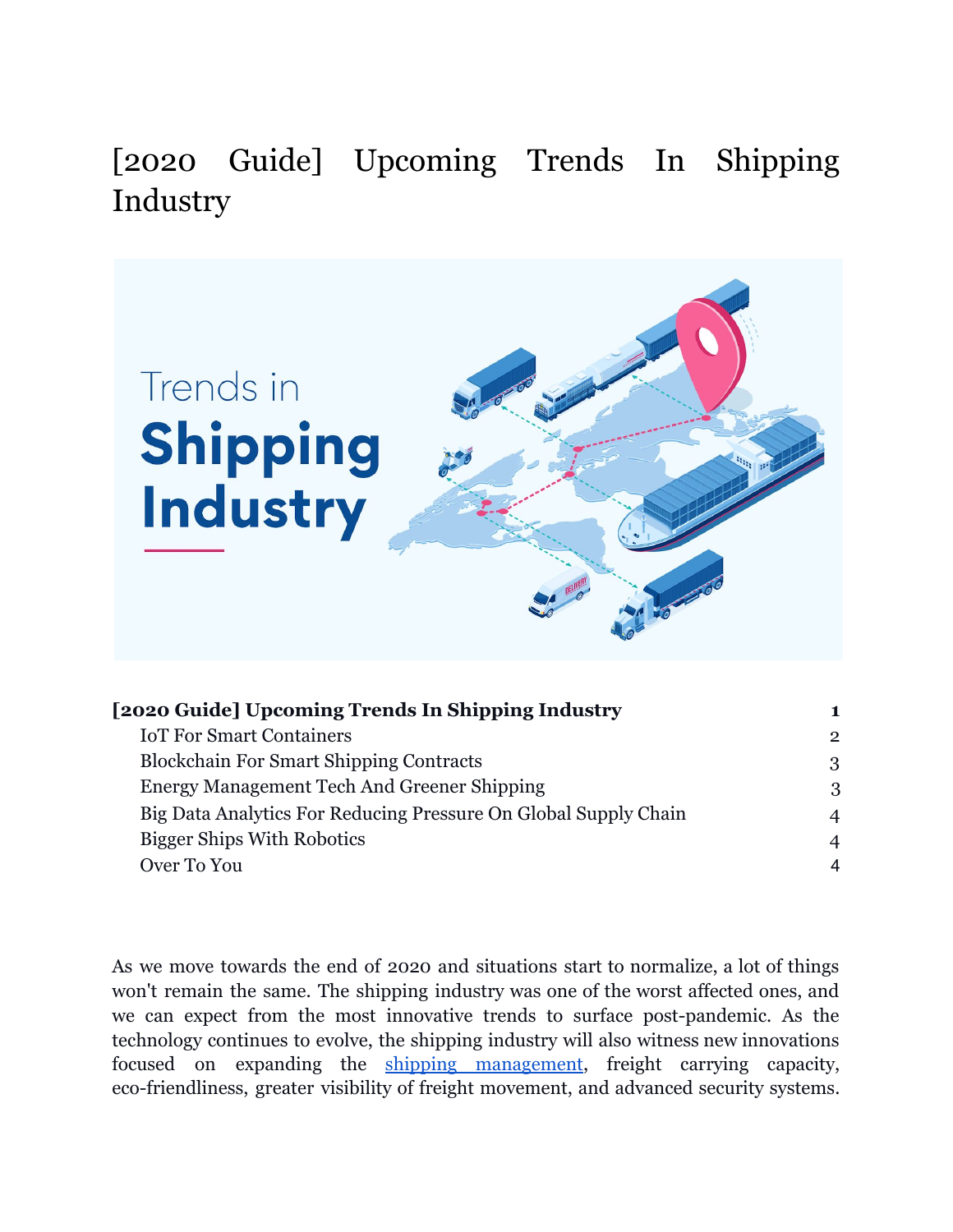# [2020 Guide] Upcoming Trends In Shipping Industry

| | |
|---|---|
| **[2020 Guide] Upcoming Trends In Shipping Industry** | **1** |
| IoT For Smart Containers | 2 |
| Blockchain For Smart Shipping Contracts | 3 |
| Energy Management Tech And Greener Shipping | 3 |
| Big Data Analytics For Reducing Pressure On Global Supply Chain | 4 |
| Bigger Ships With Robotics | 4 |
| Over To You | 4 |

As we move towards the end of 2020 and situations start to normalize, a lot of things won't remain the same. The shipping industry was one of the worst affected ones, and we can expect from the most innovative trends to surface post-pandemic. As the technology continues to evolve, the shipping industry will also witness new innovations focused on expanding the [shipping management](), freight carrying capacity, eco-friendliness, greater visibility of freight movement, and advanced security systems.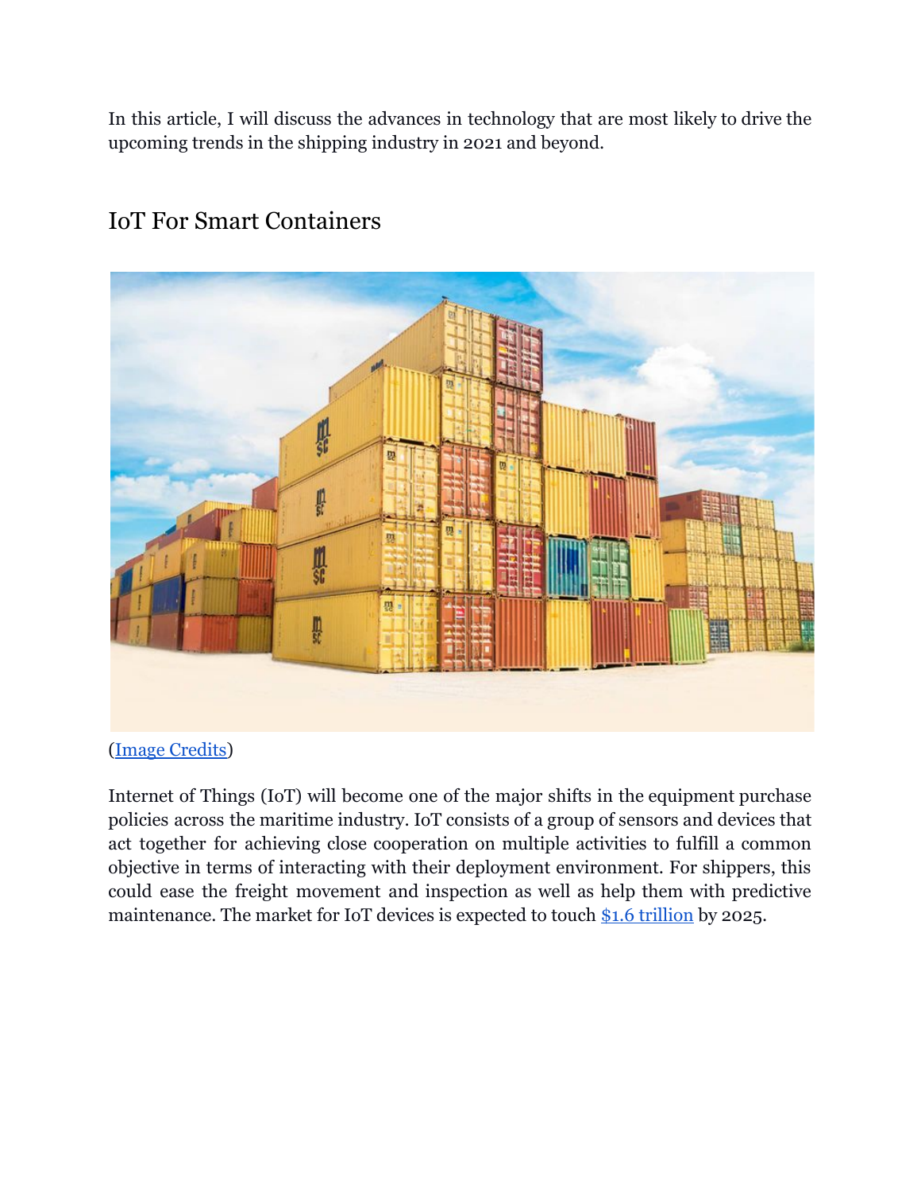In this article, I will discuss the advances in technology that are most likely to drive the upcoming trends in the shipping industry in 2021 and beyond.

## IoT For Smart Containers

(Image Credits)

Internet of Things (IoT) will become one of the major shifts in the equipment purchase policies across the maritime industry. IoT consists of a group of sensors and devices that act together for achieving close cooperation on multiple activities to fulfill a common objective in terms of interacting with their deployment environment. For shippers, this could ease the freight movement and inspection as well as help them with predictive maintenance. The market for IoT devices is expected to touch $1.6 trillion by 2025.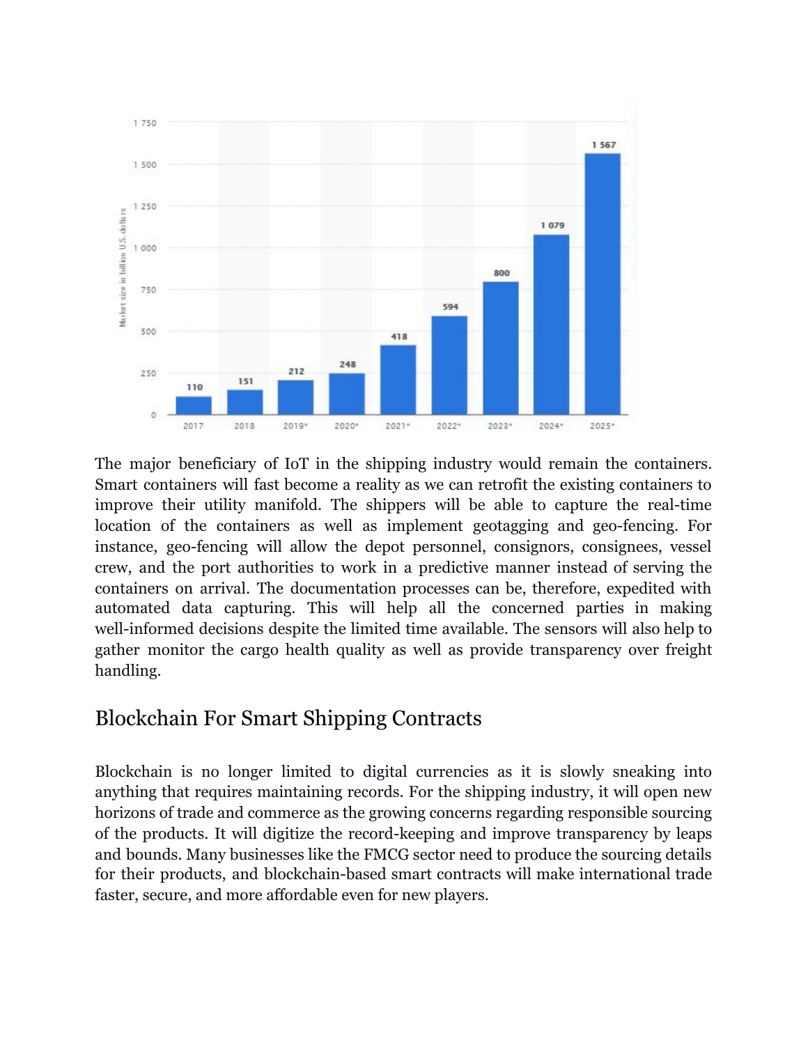The major beneficiary of IoT in the shipping industry would remain the containers. Smart containers will fast become a reality as we can retrofit the existing containers to improve their utility manifold. The shippers will be able to capture the real-time location of the containers as well as implement geotagging and geo-fencing. For instance, geo-fencing will allow the depot personnel, consignors, consignees, vessel crew, and the port authorities to work in a predictive manner instead of serving the containers on arrival. The documentation processes can be, therefore, expedited with automated data capturing. This will help all the concerned parties in making well-informed decisions despite the limited time available. The sensors will also help to gather monitor the cargo health quality as well as provide transparency over freight handling.

## Blockchain For Smart Shipping Contracts

Blockchain is no longer limited to digital currencies as it is slowly sneaking into anything that requires maintaining records. For the shipping industry, it will open new horizons of trade and commerce as the growing concerns regarding responsible sourcing of the products. It will digitize the record-keeping and improve transparency by leaps and bounds. Many businesses like the FMCG sector need to produce the sourcing details for their products, and blockchain-based smart contracts will make international trade faster, secure, and more affordable even for new players.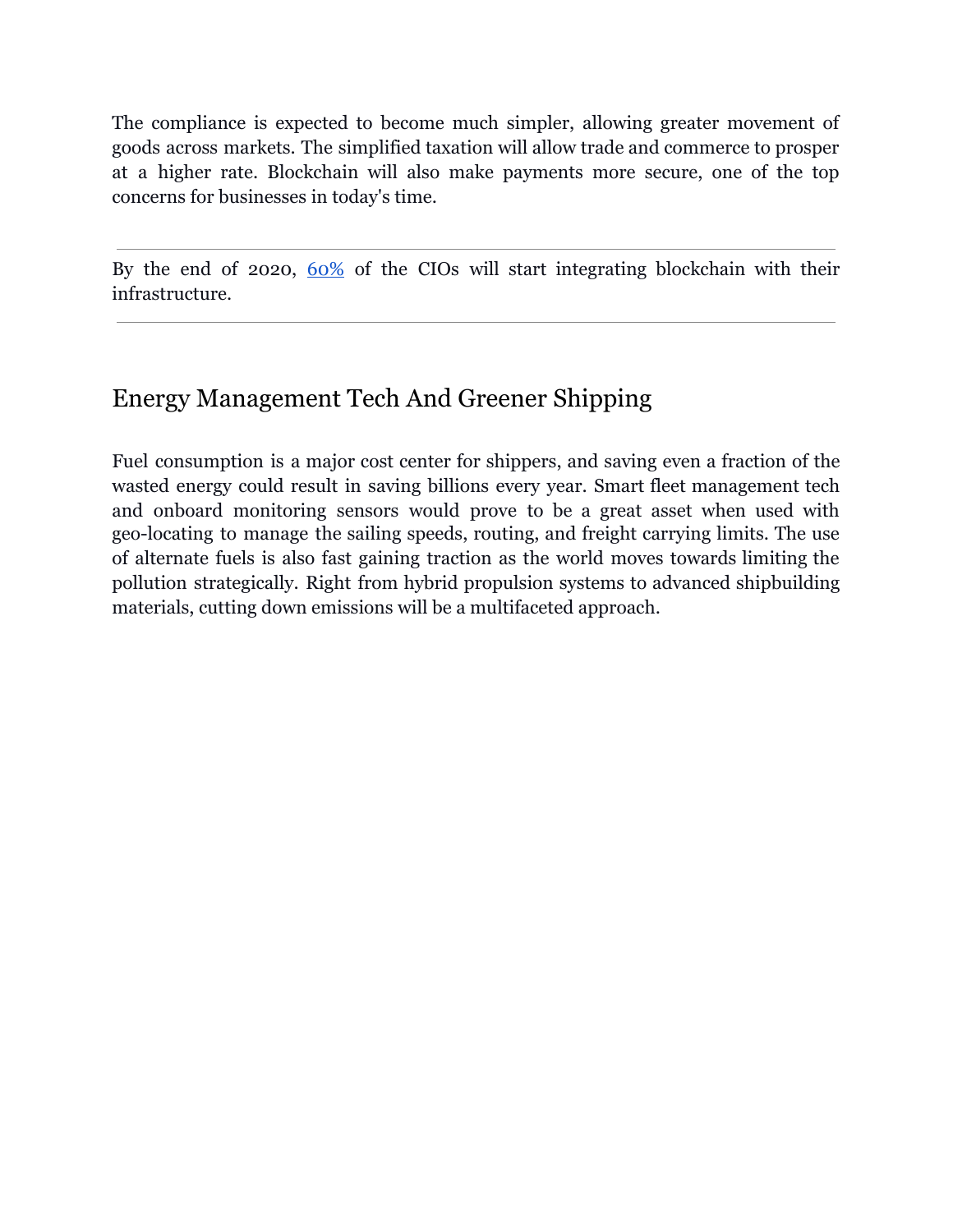The compliance is expected to become much simpler, allowing greater movement of goods across markets. The simplified taxation will allow trade and commerce to prosper at a higher rate. Blockchain will also make payments more secure, one of the top concerns for businesses in today's time.

---

By the end of 2020, 60% of the CIOs will start integrating blockchain with their infrastructure.

---

## Energy Management Tech And Greener Shipping

Fuel consumption is a major cost center for shippers, and saving even a fraction of the wasted energy could result in saving billions every year. Smart fleet management tech and onboard monitoring sensors would prove to be a great asset when used with geo-locating to manage the sailing speeds, routing, and freight carrying limits. The use of alternate fuels is also fast gaining traction as the world moves towards limiting the pollution strategically. Right from hybrid propulsion systems to advanced shipbuilding materials, cutting down emissions will be a multifaceted approach.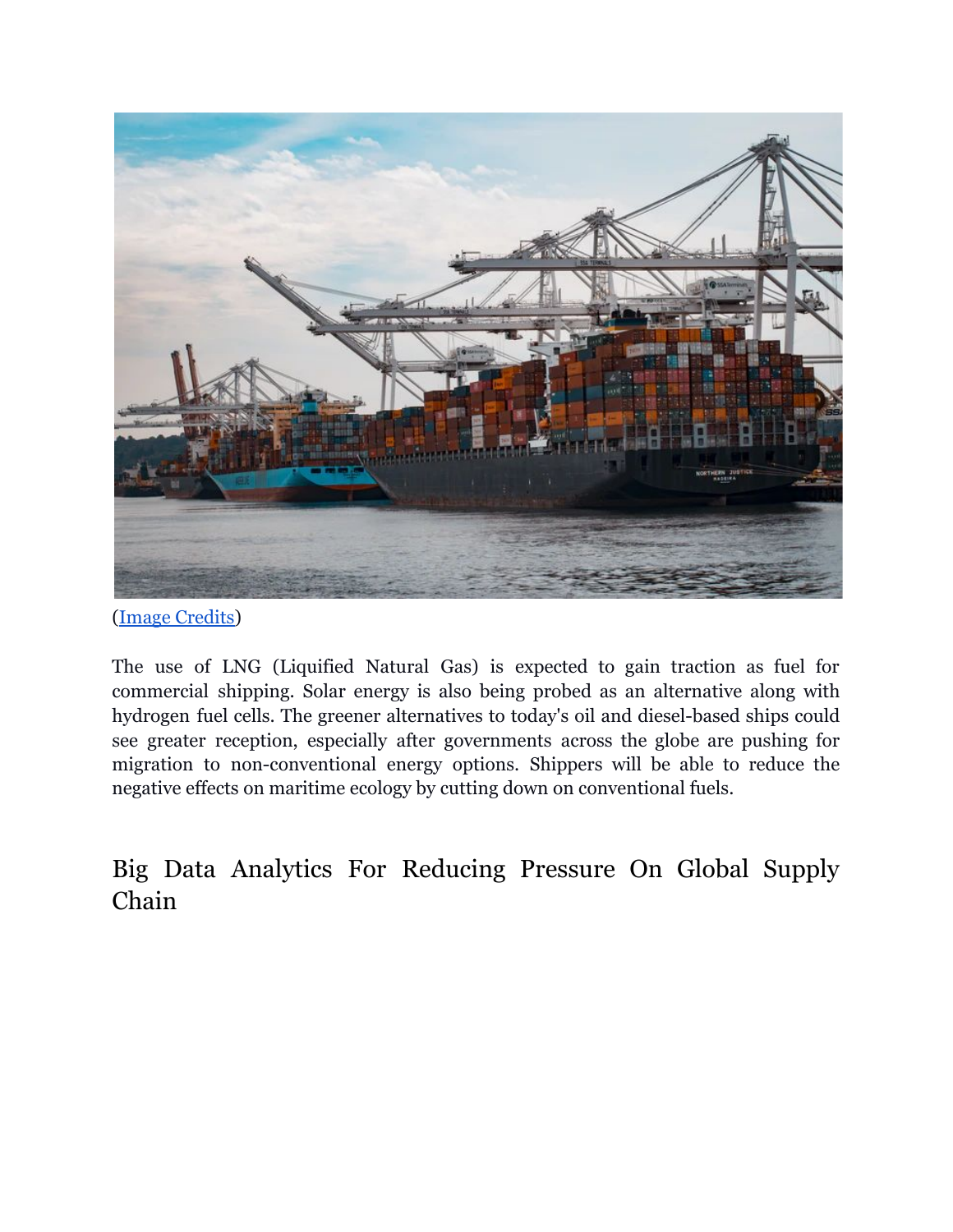(Image Credits)

The use of LNG (Liquified Natural Gas) is expected to gain traction as fuel for commercial shipping. Solar energy is also being probed as an alternative along with hydrogen fuel cells. The greener alternatives to today's oil and diesel-based ships could see greater reception, especially after governments across the globe are pushing for migration to non-conventional energy options. Shippers will be able to reduce the negative effects on maritime ecology by cutting down on conventional fuels.

## Big Data Analytics For Reducing Pressure On Global Supply Chain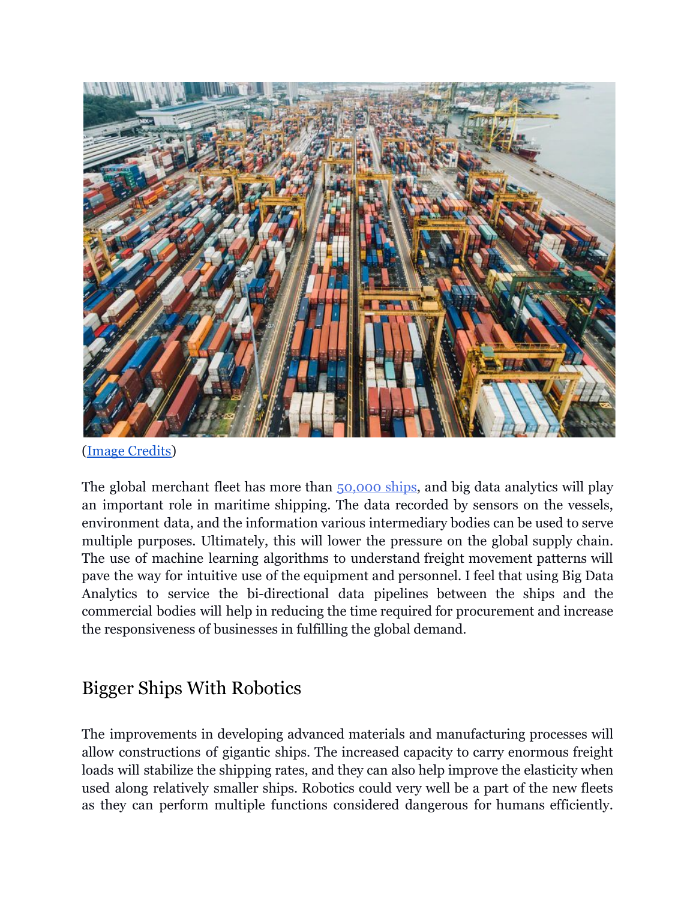(Image Credits)

The global merchant fleet has more than 50,000 ships, and big data analytics will play an important role in maritime shipping. The data recorded by sensors on the vessels, environment data, and the information various intermediary bodies can be used to serve multiple purposes. Ultimately, this will lower the pressure on the global supply chain. The use of machine learning algorithms to understand freight movement patterns will pave the way for intuitive use of the equipment and personnel. I feel that using Big Data Analytics to service the bi-directional data pipelines between the ships and the commercial bodies will help in reducing the time required for procurement and increase the responsiveness of businesses in fulfilling the global demand.

## Bigger Ships With Robotics

The improvements in developing advanced materials and manufacturing processes will allow constructions of gigantic ships. The increased capacity to carry enormous freight loads will stabilize the shipping rates, and they can also help improve the elasticity when used along relatively smaller ships. Robotics could very well be a part of the new fleets as they can perform multiple functions considered dangerous for humans efficiently.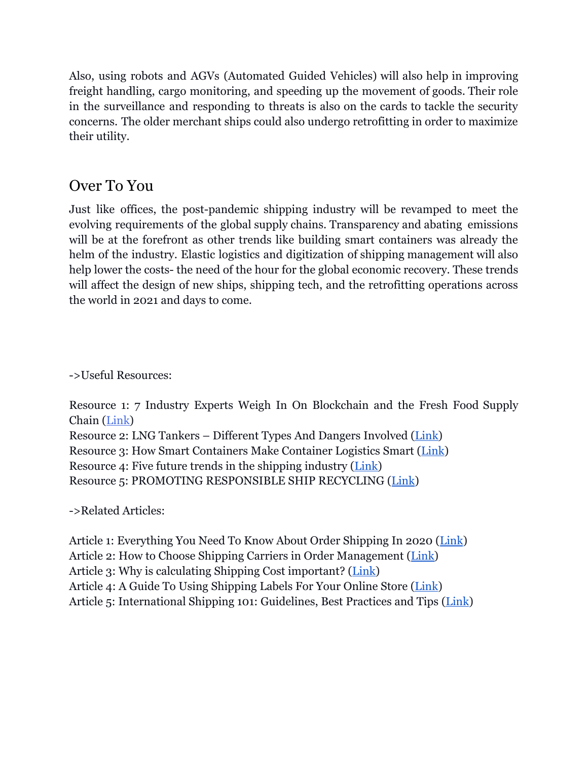Also, using robots and AGVs (Automated Guided Vehicles) will also help in improving freight handling, cargo monitoring, and speeding up the movement of goods. Their role in the surveillance and responding to threats is also on the cards to tackle the security concerns. The older merchant ships could also undergo retrofitting in order to maximize their utility.

## Over To You

Just like offices, the post-pandemic shipping industry will be revamped to meet the evolving requirements of the global supply chains. Transparency and abating emissions will be at the forefront as other trends like building smart containers was already the helm of the industry. Elastic logistics and digitization of shipping management will also help lower the costs- the need of the hour for the global economic recovery. These trends will affect the design of new ships, shipping tech, and the retrofitting operations across the world in 2021 and days to come.

->Useful Resources:

Resource 1: 7 Industry Experts Weigh In On Blockchain and the Fresh Food Supply Chain (Link)
Resource 2: LNG Tankers – Different Types And Dangers Involved (Link)
Resource 3: How Smart Containers Make Container Logistics Smart (Link)
Resource 4: Five future trends in the shipping industry (Link)
Resource 5: PROMOTING RESPONSIBLE SHIP RECYCLING (Link)

->Related Articles:

Article 1: Everything You Need To Know About Order Shipping In 2020 (Link)
Article 2: How to Choose Shipping Carriers in Order Management (Link)
Article 3: Why is calculating Shipping Cost important? (Link)
Article 4: A Guide To Using Shipping Labels For Your Online Store (Link)
Article 5: International Shipping 101: Guidelines, Best Practices and Tips (Link)